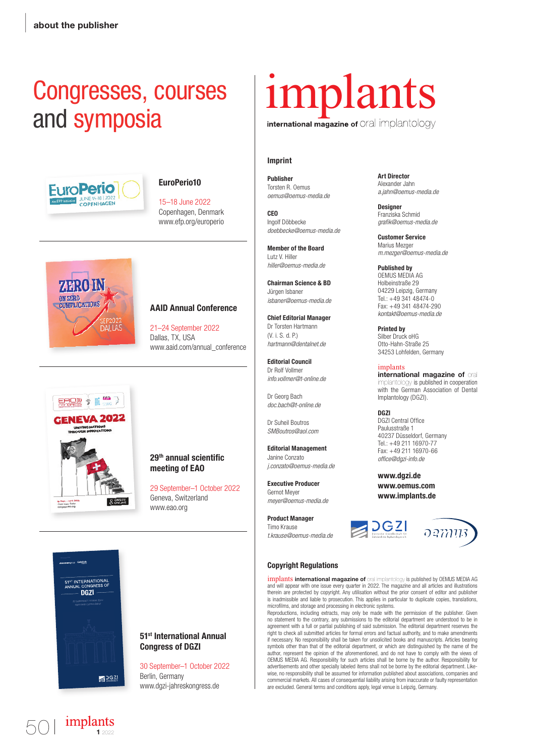# Congresses, courses and symposia

### EuroPerio10

15–18 June 2022
Copenhagen, Denmark
www.efp.org/europerio

### AAID Annual Conference

21–24 September 2022
Dallas, TX, USA
www.aaid.com/annual_conference

### 29th annual scientific meeting of EAO

29 September–1 October 2022
Geneva, Switzerland
www.eao.org

### 51st International Annual Congress of DGZI

30 September–1 October 2022
Berlin, Germany
www.dgzi-jahreskongress.de

# implants

international magazine of oral implantology

## Imprint

**Publisher**
Torsten R. Oemus
*oemus@oemus-media.de*

**CEO**
Ingolf Döbbecke
*doebbecke@oemus-media.de*

**Member of the Board**
Lutz V. Hiller
*hiller@oemus-media.de*

**Chairman Science & BD**
Jürgen Isbaner
*isbaner@oemus-media.de*

**Chief Editorial Manager**
Dr Torsten Hartmann
(V. i. S. d. P.)
*hartmann@dentalnet.de*

**Editorial Council**
Dr Rolf Vollmer
*info.vollmer@t-online.de*

Dr Georg Bach
*doc.bach@t-online.de*

Dr Suheil Boutros
*SMBoutros@aol.com*

**Editorial Management**
Janine Conzato
*j.conzato@oemus-media.de*

**Executive Producer**
Gernot Meyer
*meyer@oemus-media.de*

**Product Manager**
Timo Krause
*t.krause@oemus-media.de*

**Art Director**
Alexander Jahn
*a.jahn@oemus-media.de*

**Designer**
Franziska Schmid
*grafik@oemus-media.de*

**Customer Service**
Marius Mezger
*m.mezger@oemus-media.de*

**Published by**
OEMUS MEDIA AG
Holbeinstraße 29
04229 Leipzig, Germany
Tel.: +49 341 48474-0
Fax: +49 341 48474-290
*kontakt@oemus-media.de*

**Printed by**
Silber Druck oHG
Otto-Hahn-Straße 25
34253 Lohfelden, Germany

implants **international magazine of** oral implantology is published in cooperation with the German Association of Dental Implantology (DGZI).

**DGZI**
DGZI Central Office
Paulusstraße 1
40237 Düsseldorf, Germany
Tel.: +49 211 16970-77
Fax: +49 211 16970-66
*office@dgzi-info.de*

**www.dgzi.de**
**www.oemus.com**
**www.implants.de**

## Copyright Regulations

implants **international magazine of** oral implantology is published by OEMUS MEDIA AG and will appear with one issue every quarter in 2022. The magazine and all articles and illustrations therein are protected by copyright. Any utilisation without the prior consent of editor and publisher is inadmissible and liable to prosecution. This applies in particular to duplicate copies, translations, microfilms, and storage and processing in electronic systems.
Reproductions, including extracts, may only be made with the permission of the publisher. Given no statement to the contrary, any submissions to the editorial department are understood to be in agreement with a full or partial publishing of said submission. The editorial department reserves the right to check all submitted articles for formal errors and factual authority, and to make amendments if necessary. No responsibility shall be taken for unsolicited books and manuscripts. Articles bearing symbols other than that of the editorial department, or which are distinguished by the name of the author, represent the opinion of the aforementioned, and do not have to comply with the views of OEMUS MEDIA AG. Responsibility for such articles shall be borne by the author. Responsibility for advertisements and other specially labeled items shall not be borne by the editorial department. Likewise, no responsibility shall be assumed for information published about associations, companies and commercial markets. All cases of consequential liability arising from inaccurate or faulty representation are excluded. General terms and conditions apply, legal venue is Leipzig, Germany.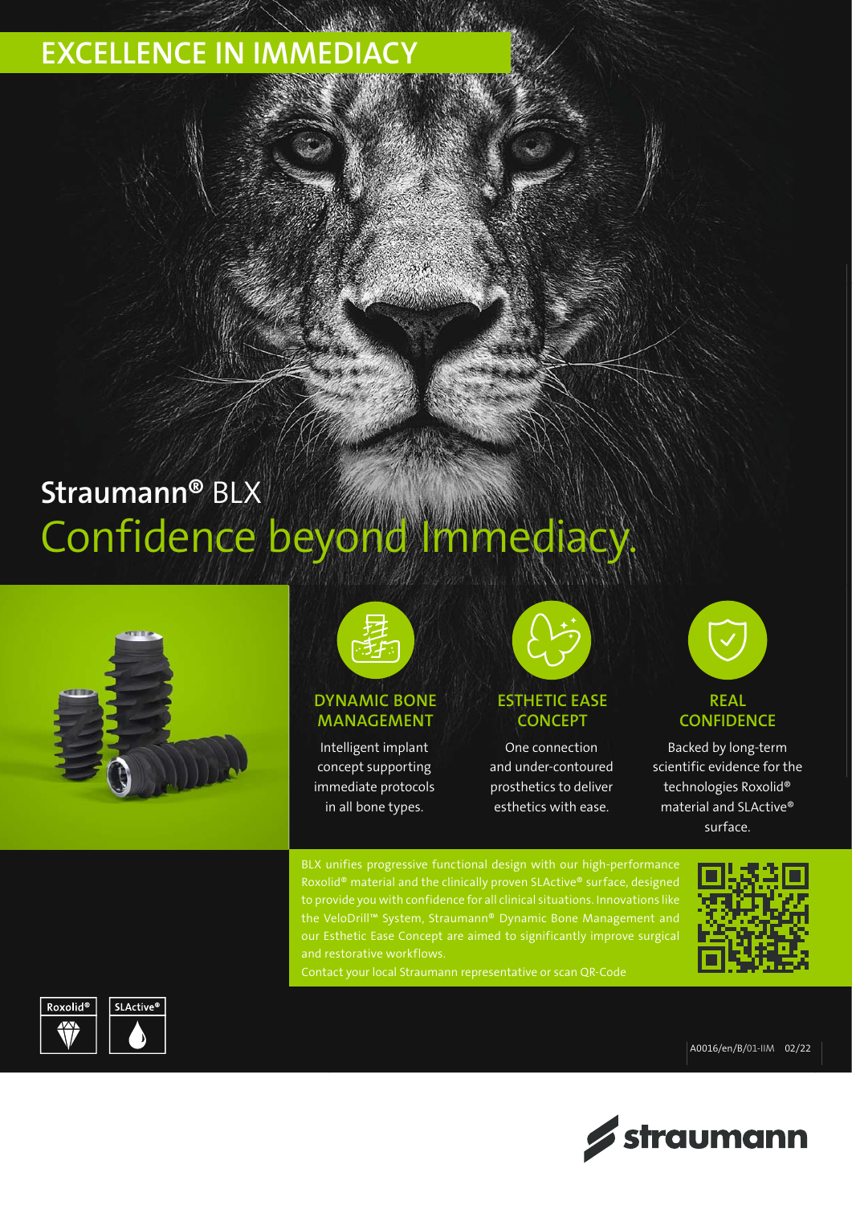# EXCELLENCE IN IMMEDIACY

## Straumann® BLX

## Confidence beyond Immediacy.

### DYNAMIC BONE MANAGEMENT

Intelligent implant concept supporting immediate protocols in all bone types.

### ESTHETIC EASE CONCEPT

One connection and under-contoured prosthetics to deliver esthetics with ease.

### REAL CONFIDENCE

Backed by long-term scientific evidence for the technologies Roxolid® material and SLActive® surface.

BLX unifies progressive functional design with our high-performance Roxolid® material and the clinically proven SLActive® surface, designed to provide you with confidence for all clinical situations. Innovations like the VeloDrill™ System, Straumann® Dynamic Bone Management and our Esthetic Ease Concept are aimed to significantly improve surgical and restorative workflows.

Contact your local Straumann representative or scan QR-Code

Roxolid® SLActive®

A0016/en/B/01-IIM 02/22

straumann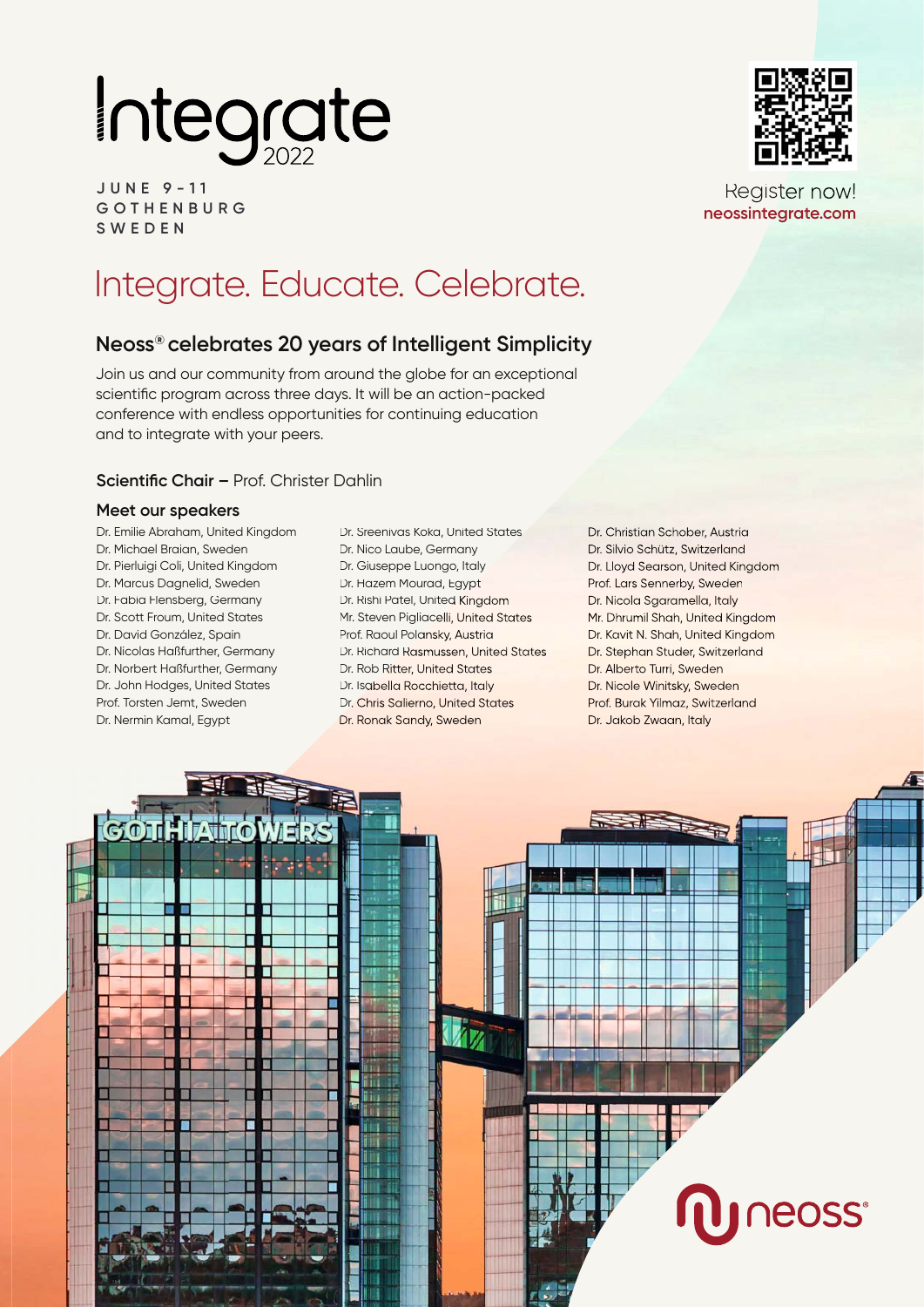# Integrate 2022

**JUNE 9-11**
**GOTHENBURG**
**SWEDEN**

Register now!
**neossintegrate.com**

## Integrate. Educate. Celebrate.

### Neoss® celebrates 20 years of Intelligent Simplicity

Join us and our community from around the globe for an exceptional scientific program across three days. It will be an action-packed conference with endless opportunities for continuing education and to integrate with your peers.

**Scientific Chair** – Prof. Christer Dahlin

### Meet our speakers

Dr. Emilie Abraham, United Kingdom
Dr. Michael Braian, Sweden
Dr. Pierluigi Coli, United Kingdom
Dr. Marcus Dagnelid, Sweden
Dr. Fabia Hensberg, Germany
Dr. Scott Froum, United States
Dr. David González, Spain
Dr. Nicolas Haßfurther, Germany
Dr. Norbert Haßfurther, Germany
Dr. John Hodges, United States
Prof. Torsten Jemt, Sweden
Dr. Nermin Kamal, Egypt
Dr. Sreenivas Koka, United States
Dr. Nico Laube, Germany
Dr. Giuseppe Luongo, Italy
Dr. Hazem Mourad, Egypt
Dr. Rishi Patel, United Kingdom
Mr. Steven Pigliacelli, United States
Prof. Raoul Polansky, Austria
Dr. Richard Rasmussen, United States
Dr. Rob Ritter, United States
Dr. Isabella Rocchietta, Italy
Dr. Chris Salierno, United States
Dr. Ronak Sandy, Sweden
Dr. Christian Schober, Austria
Dr. Silvio Schütz, Switzerland
Dr. Lloyd Searson, United Kingdom
Prof. Lars Sennerby, Sweden
Dr. Nicola Sgaramella, Italy
Mr. Dhrumil Shah, United Kingdom
Dr. Kavit N. Shah, United Kingdom
Dr. Stephan Studer, Switzerland
Dr. Alberto Turri, Sweden
Dr. Nicole Winitsky, Sweden
Prof. Burak Yilmaz, Switzerland
Dr. Jakob Zwaan, Italy

GOTHIA TOWERS

neoss®